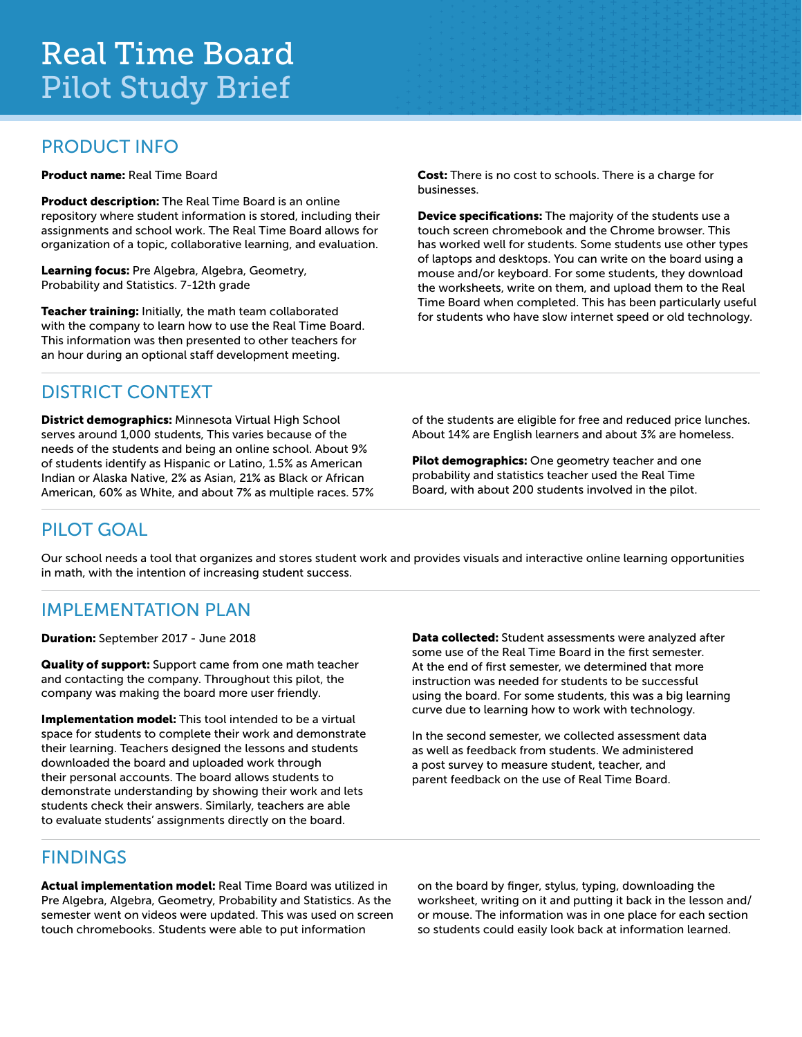# Real Time Board
## Pilot Study Brief

## PRODUCT INFO

**Product name:** Real Time Board

**Product description:** The Real Time Board is an online repository where student information is stored, including their assignments and school work. The Real Time Board allows for organization of a topic, collaborative learning, and evaluation.

**Learning focus:** Pre Algebra, Algebra, Geometry, Probability and Statistics. 7-12th grade

**Teacher training:** Initially, the math team collaborated with the company to learn how to use the Real Time Board. This information was then presented to other teachers for an hour during an optional staff development meeting.

**Cost:** There is no cost to schools. There is a charge for businesses.

**Device specifications:** The majority of the students use a touch screen chromebook and the Chrome browser. This has worked well for students. Some students use other types of laptops and desktops. You can write on the board using a mouse and/or keyboard. For some students, they download the worksheets, write on them, and upload them to the Real Time Board when completed. This has been particularly useful for students who have slow internet speed or old technology.

## DISTRICT CONTEXT

**District demographics:** Minnesota Virtual High School serves around 1,000 students, This varies because of the needs of the students and being an online school. About 9% of students identify as Hispanic or Latino, 1.5% as American Indian or Alaska Native, 2% as Asian, 21% as Black or African American, 60% as White, and about 7% as multiple races. 57% of the students are eligible for free and reduced price lunches. About 14% are English learners and about 3% are homeless.

**Pilot demographics:** One geometry teacher and one probability and statistics teacher used the Real Time Board, with about 200 students involved in the pilot.

## PILOT GOAL

Our school needs a tool that organizes and stores student work and provides visuals and interactive online learning opportunities in math, with the intention of increasing student success.

## IMPLEMENTATION PLAN

**Duration:** September 2017 - June 2018

**Quality of support:** Support came from one math teacher and contacting the company. Throughout this pilot, the company was making the board more user friendly.

**Implementation model:** This tool intended to be a virtual space for students to complete their work and demonstrate their learning. Teachers designed the lessons and students downloaded the board and uploaded work through their personal accounts. The board allows students to demonstrate understanding by showing their work and lets students check their answers. Similarly, teachers are able to evaluate students' assignments directly on the board.

**Data collected:** Student assessments were analyzed after some use of the Real Time Board in the first semester. At the end of first semester, we determined that more instruction was needed for students to be successful using the board. For some students, this was a big learning curve due to learning how to work with technology.

In the second semester, we collected assessment data as well as feedback from students. We administered a post survey to measure student, teacher, and parent feedback on the use of Real Time Board.

## FINDINGS

**Actual implementation model:** Real Time Board was utilized in Pre Algebra, Algebra, Geometry, Probability and Statistics. As the semester went on videos were updated. This was used on screen touch chromebooks. Students were able to put information on the board by finger, stylus, typing, downloading the worksheet, writing on it and putting it back in the lesson and/or mouse. The information was in one place for each section so students could easily look back at information learned.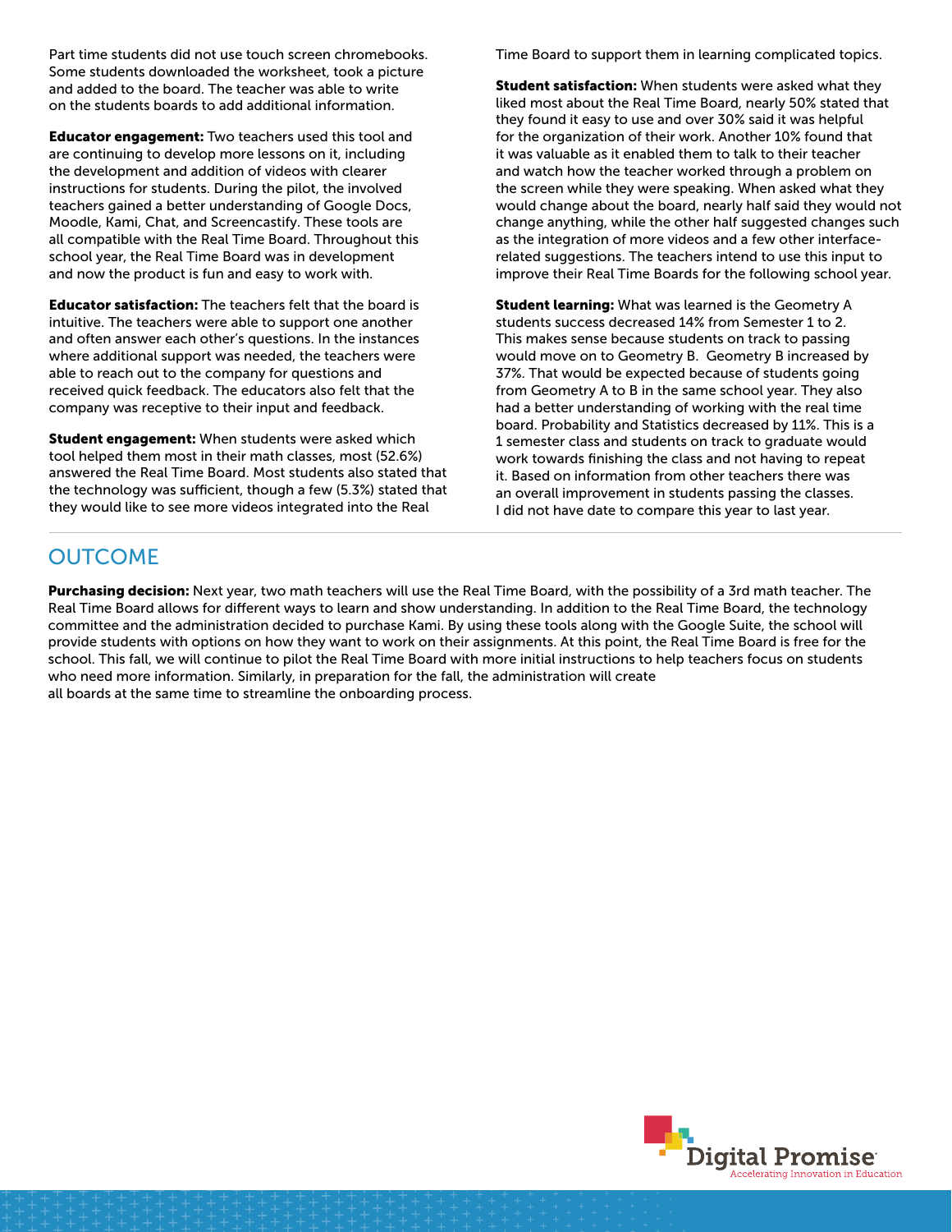Part time students did not use touch screen chromebooks. Some students downloaded the worksheet, took a picture and added to the board. The teacher was able to write on the students boards to add additional information.

**Educator engagement:** Two teachers used this tool and are continuing to develop more lessons on it, including the development and addition of videos with clearer instructions for students. During the pilot, the involved teachers gained a better understanding of Google Docs, Moodle, Kami, Chat, and Screencastify. These tools are all compatible with the Real Time Board. Throughout this school year, the Real Time Board was in development and now the product is fun and easy to work with.

**Educator satisfaction:** The teachers felt that the board is intuitive. The teachers were able to support one another and often answer each other's questions. In the instances where additional support was needed, the teachers were able to reach out to the company for questions and received quick feedback. The educators also felt that the company was receptive to their input and feedback.

**Student engagement:** When students were asked which tool helped them most in their math classes, most (52.6%) answered the Real Time Board. Most students also stated that the technology was sufficient, though a few (5.3%) stated that they would like to see more videos integrated into the Real Time Board to support them in learning complicated topics.

**Student satisfaction:** When students were asked what they liked most about the Real Time Board, nearly 50% stated that they found it easy to use and over 30% said it was helpful for the organization of their work. Another 10% found that it was valuable as it enabled them to talk to their teacher and watch how the teacher worked through a problem on the screen while they were speaking. When asked what they would change about the board, nearly half said they would not change anything, while the other half suggested changes such as the integration of more videos and a few other interface-related suggestions. The teachers intend to use this input to improve their Real Time Boards for the following school year.

**Student learning:** What was learned is the Geometry A students success decreased 14% from Semester 1 to 2. This makes sense because students on track to passing would move on to Geometry B. Geometry B increased by 37%. That would be expected because of students going from Geometry A to B in the same school year. They also had a better understanding of working with the real time board. Probability and Statistics decreased by 11%. This is a 1 semester class and students on track to graduate would work towards finishing the class and not having to repeat it. Based on information from other teachers there was an overall improvement in students passing the classes. I did not have date to compare this year to last year.

## OUTCOME

**Purchasing decision:** Next year, two math teachers will use the Real Time Board, with the possibility of a 3rd math teacher. The Real Time Board allows for different ways to learn and show understanding. In addition to the Real Time Board, the technology committee and the administration decided to purchase Kami. By using these tools along with the Google Suite, the school will provide students with options on how they want to work on their assignments. At this point, the Real Time Board is free for the school. This fall, we will continue to pilot the Real Time Board with more initial instructions to help teachers focus on students who need more information. Similarly, in preparation for the fall, the administration will create all boards at the same time to streamline the onboarding process.